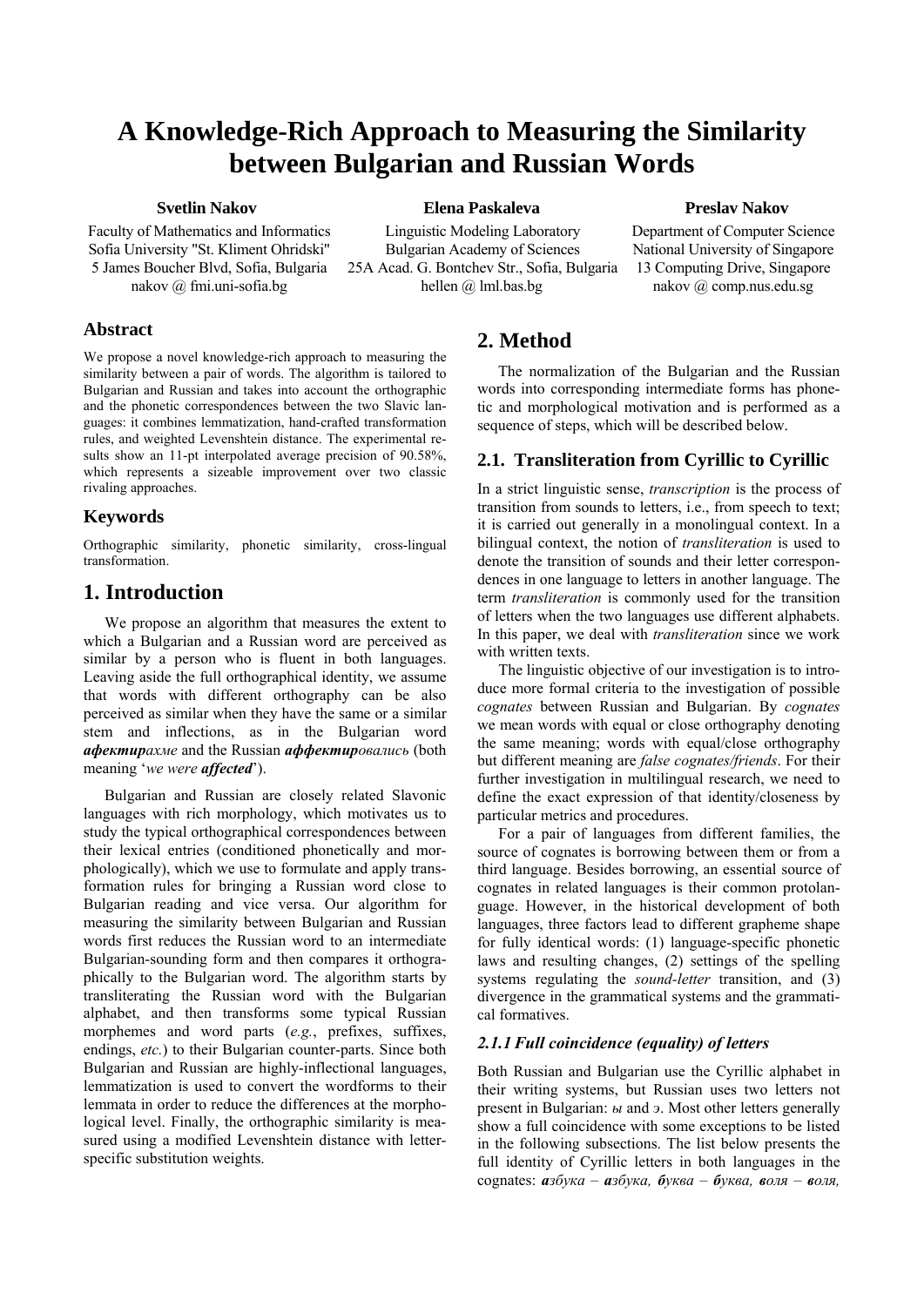# A Knowledge-Rich Approach to Measuring the Similarity between Bulgarian and Russian Words

**Svetlin Nakov**
Faculty of Mathematics and Informatics
Sofia University "St. Kliment Ohridski"
5 James Boucher Blvd, Sofia, Bulgaria
nakov @ fmi.uni-sofia.bg

**Elena Paskaleva**
Linguistic Modeling Laboratory
Bulgarian Academy of Sciences
25A Acad. G. Bontchev Str., Sofia, Bulgaria
hellen @ lml.bas.bg

**Preslav Nakov**
Department of Computer Science
National University of Singapore
13 Computing Drive, Singapore
nakov @ comp.nus.edu.sg

## Abstract

We propose a novel knowledge-rich approach to measuring the similarity between a pair of words. The algorithm is tailored to Bulgarian and Russian and takes into account the orthographic and the phonetic correspondences between the two Slavic languages: it combines lemmatization, hand-crafted transformation rules, and weighted Levenshtein distance. The experimental results show an 11-pt interpolated average precision of 90.58%, which represents a sizeable improvement over two classic rivaling approaches.

## Keywords

Orthographic similarity, phonetic similarity, cross-lingual transformation.

# 1. Introduction

We propose an algorithm that measures the extent to which a Bulgarian and a Russian word are perceived as similar by a person who is fluent in both languages. Leaving aside the full orthographical identity, we assume that words with different orthography can be also perceived as similar when they have the same or a similar stem and inflections, as in the Bulgarian word ***афектир****ахме* and the Russian ***аффектир****овались* (both meaning '*we were* ***affected***').

Bulgarian and Russian are closely related Slavonic languages with rich morphology, which motivates us to study the typical orthographical correspondences between their lexical entries (conditioned phonetically and morphologically), which we use to formulate and apply transformation rules for bringing a Russian word close to Bulgarian reading and vice versa. Our algorithm for measuring the similarity between Bulgarian and Russian words first reduces the Russian word to an intermediate Bulgarian-sounding form and then compares it orthographically to the Bulgarian word. The algorithm starts by transliterating the Russian word with the Bulgarian alphabet, and then transforms some typical Russian morphemes and word parts (*e.g.*, prefixes, suffixes, endings, *etc.*) to their Bulgarian counter-parts. Since both Bulgarian and Russian are highly-inflectional languages, lemmatization is used to convert the wordforms to their lemmata in order to reduce the differences at the morphological level. Finally, the orthographic similarity is measured using a modified Levenshtein distance with letter-specific substitution weights.

# 2. Method

The normalization of the Bulgarian and the Russian words into corresponding intermediate forms has phonetic and morphological motivation and is performed as a sequence of steps, which will be described below.

## 2.1. Transliteration from Cyrillic to Cyrillic

In a strict linguistic sense, *transcription* is the process of transition from sounds to letters, i.e., from speech to text; it is carried out generally in a monolingual context. In a bilingual context, the notion of *transliteration* is used to denote the transition of sounds and their letter correspondences in one language to letters in another language. The term *transliteration* is commonly used for the transition of letters when the two languages use different alphabets. In this paper, we deal with *transliteration* since we work with written texts.

The linguistic objective of our investigation is to introduce more formal criteria to the investigation of possible *cognates* between Russian and Bulgarian. By *cognates* we mean words with equal or close orthography denoting the same meaning; words with equal/close orthography but different meaning are *false cognates/friends*. For their further investigation in multilingual research, we need to define the exact expression of that identity/closeness by particular metrics and procedures.

For a pair of languages from different families, the source of cognates is borrowing between them or from a third language. Besides borrowing, an essential source of cognates in related languages is their common protolanguage. However, in the historical development of both languages, three factors lead to different grapheme shape for fully identical words: (1) language-specific phonetic laws and resulting changes, (2) settings of the spelling systems regulating the *sound-letter* transition, and (3) divergence in the grammatical systems and the grammatical formatives.

### 2.1.1 Full coincidence (equality) of letters

Both Russian and Bulgarian use the Cyrillic alphabet in their writing systems, but Russian uses two letters not present in Bulgarian: *ы* and *э*. Most other letters generally show a full coincidence with some exceptions to be listed in the following subsections. The list below presents the full identity of Cyrillic letters in both languages in the cognates: ***а****збука* – ***а****збука,* ***б****уква* – ***б****уква,* ***в****оля* – ***в****оля,*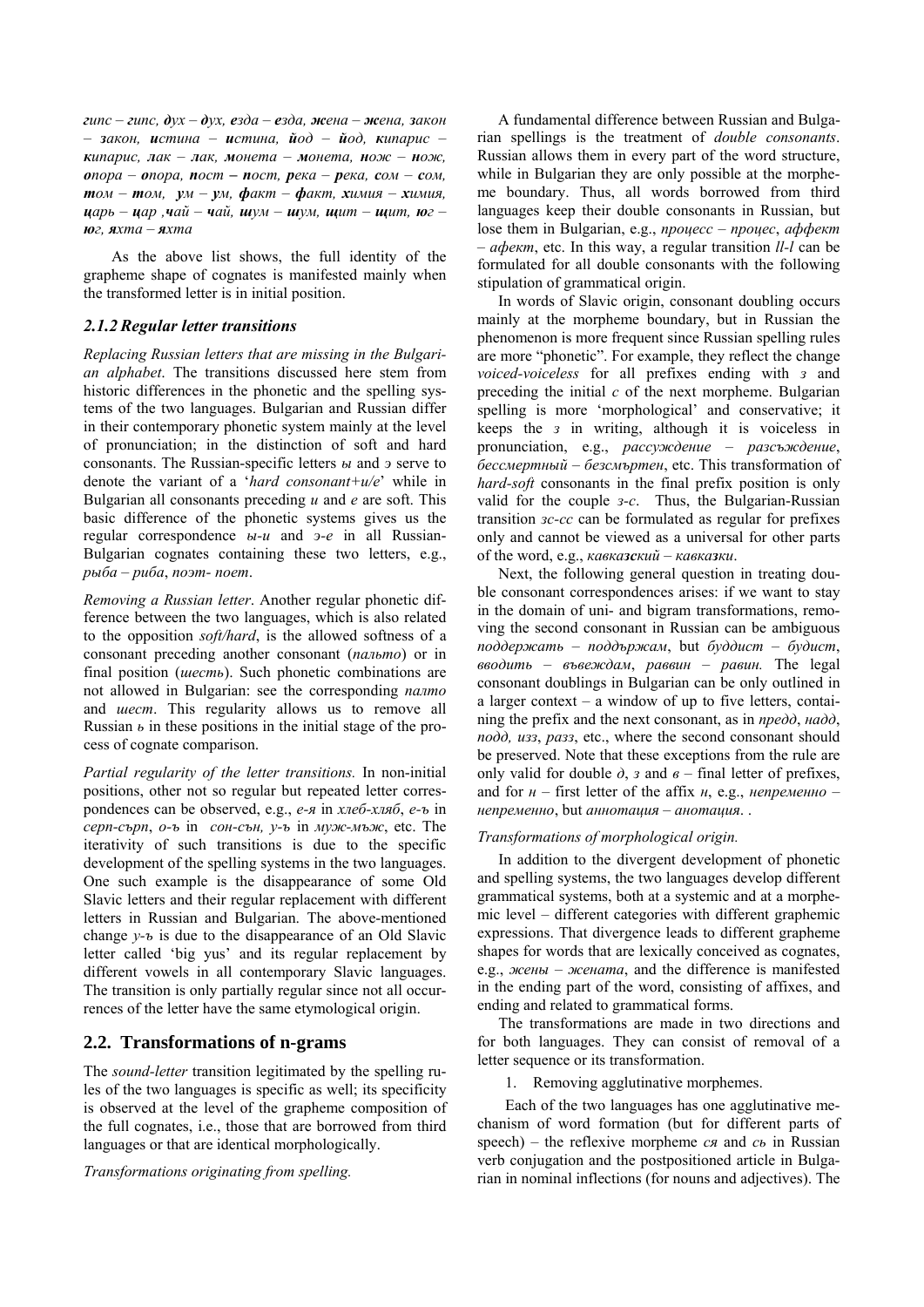*гипс – гипс, дух – дух, езда – езда, жена – жена, закон – закон, истина – истина, йод – йод, кипарис – кипарис, лак – лак, монета – монета, нож – нож, опора – опора, пост – пост, река – река, сом – сом, том – том, ум – ум, факт – факт, химия – химия, царь – цар ,чай – чай, шум – шум, щит – щит, юг – юг, яхта – яхта*

As the above list shows, the full identity of the grapheme shape of cognates is manifested mainly when the transformed letter is in initial position.

### 2.1.2 Regular letter transitions

*Replacing Russian letters that are missing in the Bulgarian alphabet.* The transitions discussed here stem from historic differences in the phonetic and the spelling systems of the two languages. Bulgarian and Russian differ in their contemporary phonetic system mainly at the level of pronunciation; in the distinction of soft and hard consonants. The Russian-specific letters *ы* and *э* serve to denote the variant of a '*hard consonant*+*и/е*' while in Bulgarian all consonants preceding *и* and *е* are soft. This basic difference of the phonetic systems gives us the regular correspondence *ы-и* and *э-е* in all Russian-Bulgarian cognates containing these two letters, e.g., *рыба – риба*, *поэт- поет*.

*Removing a Russian letter*. Another regular phonetic difference between the two languages, which is also related to the opposition *soft/hard*, is the allowed softness of a consonant preceding another consonant (*пальто*) or in final position (*шесть*). Such phonetic combinations are not allowed in Bulgarian: see the corresponding *палто* and *шест*. This regularity allows us to remove all Russian *ь* in these positions in the initial stage of the process of cognate comparison.

*Partial regularity of the letter transitions.* In non-initial positions, other not so regular but repeated letter correspondences can be observed, e.g., *е-я* in *хлеб-хляб*, *е-ъ* in *серп-сърп*, *о-ъ* in *сон-сън, у-ъ* in *муж-мъж*, etc. The iterativity of such transitions is due to the specific development of the spelling systems in the two languages. One such example is the disappearance of some Old Slavic letters and their regular replacement with different letters in Russian and Bulgarian. The above-mentioned change *у-ъ* is due to the disappearance of an Old Slavic letter called 'big yus' and its regular replacement by different vowels in all contemporary Slavic languages. The transition is only partially regular since not all occurrences of the letter have the same etymological origin.

## 2.2. Transformations of n-grams

The *sound-letter* transition legitimated by the spelling rules of the two languages is specific as well; its specificity is observed at the level of the grapheme composition of the full cognates, i.e., those that are borrowed from third languages or that are identical morphologically.

*Transformations originating from spelling.*

A fundamental difference between Russian and Bulgarian spellings is the treatment of *double consonants*. Russian allows them in every part of the word structure, while in Bulgarian they are only possible at the morpheme boundary. Thus, all words borrowed from third languages keep their double consonants in Russian, but lose them in Bulgarian, e.g., *процесс – процес*, *аффект – афект*, etc. In this way, a regular transition *ll-l* can be formulated for all double consonants with the following stipulation of grammatical origin.

In words of Slavic origin, consonant doubling occurs mainly at the morpheme boundary, but in Russian the phenomenon is more frequent since Russian spelling rules are more "phonetic". For example, they reflect the change *voiced-voiceless* for all prefixes ending with *з* and preceding the initial *с* of the next morpheme. Bulgarian spelling is more 'morphological' and conservative; it keeps the *з* in writing, although it is voiceless in pronunciation, e.g., *рассуждение – разсъждение*, *бессмертный – безсмъртен*, etc. This transformation of *hard-soft* consonants in the final prefix position is only valid for the couple *з-с*. Thus, the Bulgarian-Russian transition *зс-сс* can be formulated as regular for prefixes only and cannot be viewed as a universal for other parts of the word, e.g., *кавказский – кавказки*.

Next, the following general question in treating double consonant correspondences arises: if we want to stay in the domain of uni- and bigram transformations, removing the second consonant in Russian can be ambiguous *поддержать – поддържам*, but *буддист – будист*, *вводить – въвеждам*, *раввин – равин.* The legal consonant doublings in Bulgarian can be only outlined in a larger context – a window of up to five letters, containing the prefix and the next consonant, as in *предд*, *надд*, *подд, изз*, *разз*, etc., where the second consonant should be preserved. Note that these exceptions from the rule are only valid for double *д*, *з* and *в* – final letter of prefixes, and for *н* – first letter of the affix *н*, e.g., *непременно – непременно*, but *аннотация – анотация*. .

*Transformations of morphological origin.*

In addition to the divergent development of phonetic and spelling systems, the two languages develop different grammatical systems, both at a systemic and at a morphemic level – different categories with different graphemic expressions. That divergence leads to different grapheme shapes for words that are lexically conceived as cognates, e.g., *жены – жената*, and the difference is manifested in the ending part of the word, consisting of affixes, and ending and related to grammatical forms.

The transformations are made in two directions and for both languages. They can consist of removal of a letter sequence or its transformation.

1. Removing agglutinative morphemes.

Each of the two languages has one agglutinative mechanism of word formation (but for different parts of speech) – the reflexive morpheme *ся* and *сь* in Russian verb conjugation and the postpositioned article in Bulgarian in nominal inflections (for nouns and adjectives). The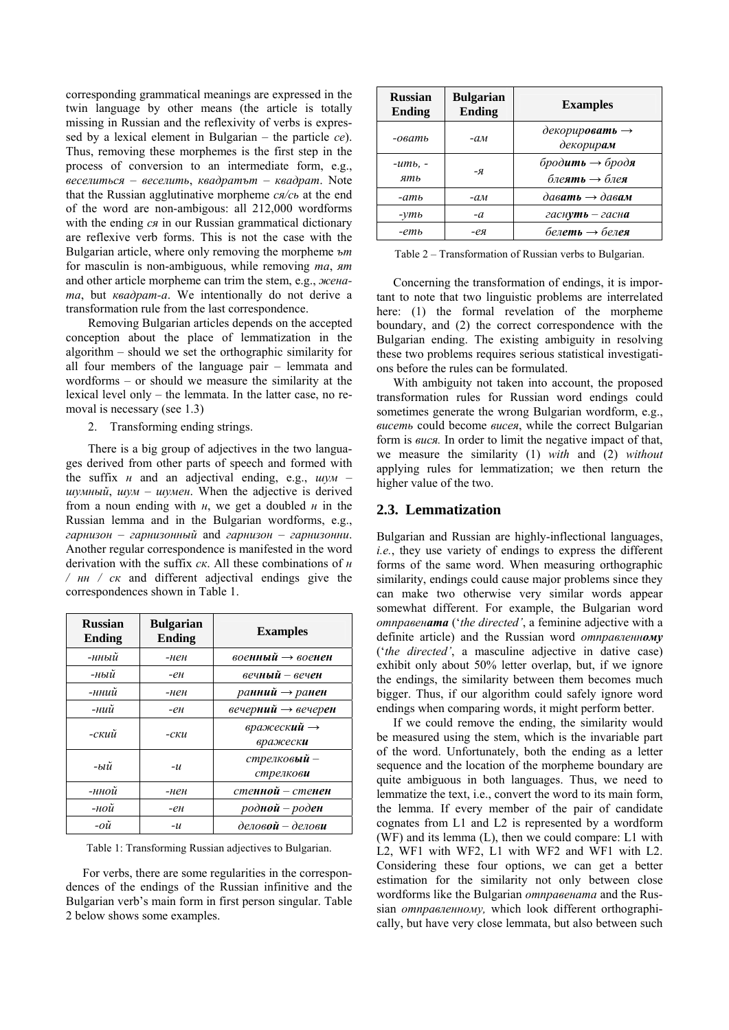corresponding grammatical meanings are expressed in the twin language by other means (the article is totally missing in Russian and the reflexivity of verbs is expressed by a lexical element in Bulgarian – the particle *се*). Thus, removing these morphemes is the first step in the process of conversion to an intermediate form, e.g., *веселиться – веселить*, *квадратът – квадрат*. Note that the Russian agglutinative morpheme *ся/сь* at the end of the word are non-ambigous: all 212,000 wordforms with the ending *ся* in our Russian grammatical dictionary are reflexive verb forms. This is not the case with the Bulgarian article, where only removing the morpheme *ът* for masculin is non-ambiguous, while removing *та*, *ят* and other article morpheme can trim the stem, e.g., *жена-та*, but *квадрат-а*. We intentionally do not derive a transformation rule from the last correspondence.

Removing Bulgarian articles depends on the accepted conception about the place of lemmatization in the algorithm – should we set the orthographic similarity for all four members of the language pair – lemmata and wordforms – or should we measure the similarity at the lexical level only – the lemmata. In the latter case, no removal is necessary (see 1.3)

2. Transforming ending strings.

There is a big group of adjectives in the two languages derived from other parts of speech and formed with the suffix *н* and an adjectival ending, e.g., *шум – шумный*, *шум – шумен*. When the adjective is derived from a noun ending with *н*, we get a doubled *н* in the Russian lemma and in the Bulgarian wordforms, e.g., *гарнизон – гарнизонный* and *гарнизон – гарнизонни*. Another regular correspondence is manifested in the word derivation with the suffix *ск*. All these combinations of *н / нн / ск* and different adjectival endings give the correspondences shown in Table 1.

| Russian Ending | Bulgarian Ending | Examples |
|---|---|---|
| *-нный* | *-нен* | *вое**нный** → вое**нен*** |
| *-ный* | *-ен* | *веч**ный** – веч**ен*** |
| *-нний* | *-нен* | *ра**нний** → ра**нен*** |
| *-ний* | *-ен* | *вечер**ний** → вечер**ен*** |
| *-ский* | *-ски* | *вражеск**ий** → вражеск**и*** |
| *-ый* | *-и* | *стрелков**ый** – стрелков**и*** |
| *-нной* | *-нен* | *сте**нной** – сте**нен*** |
| *-ной* | *-ен* | *род**ной** – род**ен*** |
| *-ой* | *-и* | *делов**ой** – делов**и*** |

Table 1: Transforming Russian adjectives to Bulgarian.

For verbs, there are some regularities in the correspondences of the endings of the Russian infinitive and the Bulgarian verb's main form in first person singular. Table 2 below shows some examples.

| Russian Ending | Bulgarian Ending | Examples |
|---|---|---|
| *-овать* | *-ам* | *декориро**вать** → декорир**ам*** |
| *-ить, -ять* | *-я* | *брод**ить** → брод**я*** *бле**ять** → бле**я*** |
| *-ать* | *-ам* | *дав**ать** → дав**ам*** |
| *-уть* | *-а* | *гасн**уть** – гасн**а*** |
| *-еть* | *-ея* | *бел**еть** → бел**ея*** |

Table 2 – Transformation of Russian verbs to Bulgarian.

Concerning the transformation of endings, it is important to note that two linguistic problems are interrelated here: (1) the formal revelation of the morpheme boundary, and (2) the correct correspondence with the Bulgarian ending. The existing ambiguity in resolving these two problems requires serious statistical investigations before the rules can be formulated.

With ambiguity not taken into account, the proposed transformation rules for Russian word endings could sometimes generate the wrong Bulgarian wordform, e.g., *висеть* could become *висея*, while the correct Bulgarian form is *вися.* In order to limit the negative impact of that, we measure the similarity (1) *with* and (2) *without* applying rules for lemmatization; we then return the higher value of the two.

## 2.3. Lemmatization

Bulgarian and Russian are highly-inflectional languages, *i.e.*, they use variety of endings to express the different forms of the same word. When measuring orthographic similarity, endings could cause major problems since they can make two otherwise very similar words appear somewhat different. For example, the Bulgarian word *отправен**ата*** ('*the directed'*, a feminine adjective with a definite article) and the Russian word *отправленн**ому*** ('*the directed'*, a masculine adjective in dative case) exhibit only about 50% letter overlap, but, if we ignore the endings, the similarity between them becomes much bigger. Thus, if our algorithm could safely ignore word endings when comparing words, it might perform better.

If we could remove the ending, the similarity would be measured using the stem, which is the invariable part of the word. Unfortunately, both the ending as a letter sequence and the location of the morpheme boundary are quite ambiguous in both languages. Thus, we need to lemmatize the text, i.e., convert the word to its main form, the lemma. If every member of the pair of candidate cognates from L1 and L2 is represented by a wordform (WF) and its lemma (L), then we could compare: L1 with L2, WF1 with WF2, L1 with WF2 and WF1 with L2. Considering these four options, we can get a better estimation for the similarity not only between close wordforms like the Bulgarian *отправената* and the Russian *отправленному,* which look different orthographically, but have very close lemmata, but also between such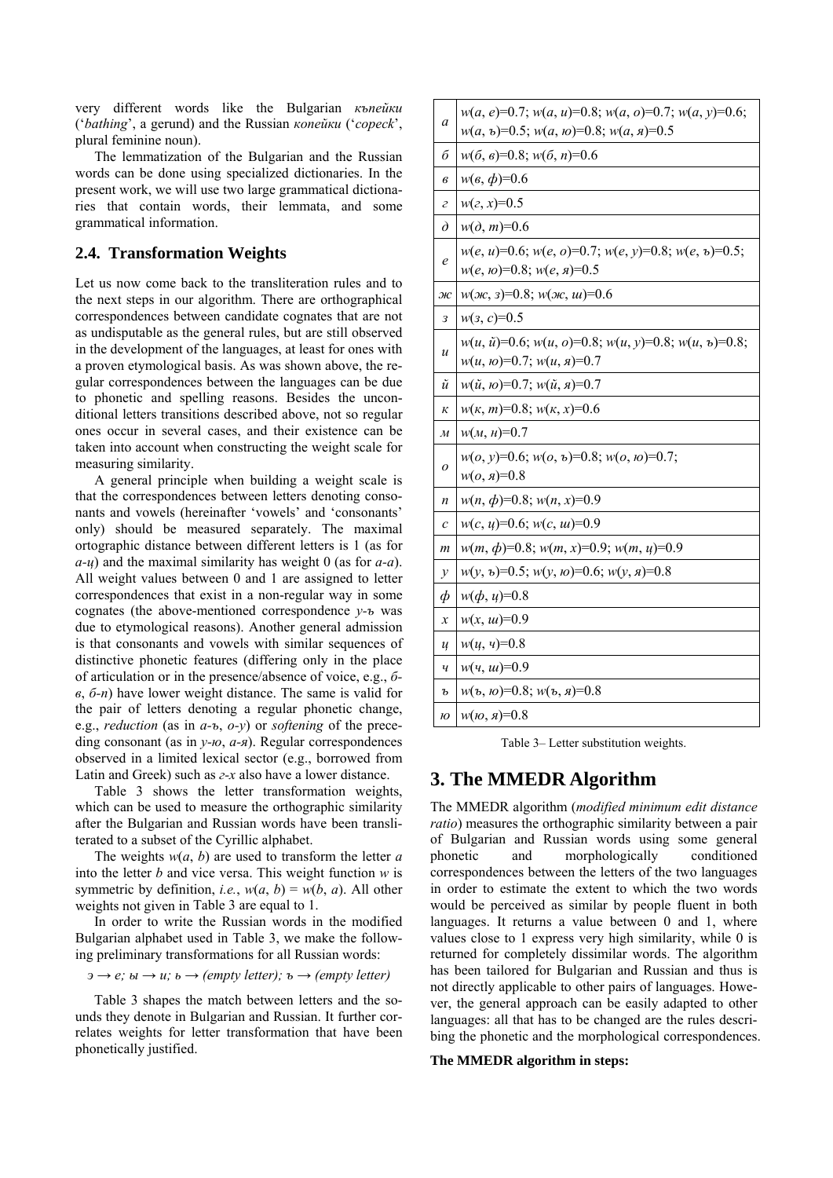very different words like the Bulgarian *къпейки* ('*bathing*', a gerund) and the Russian *копейки* ('*copeck*', plural feminine noun).

The lemmatization of the Bulgarian and the Russian words can be done using specialized dictionaries. In the present work, we will use two large grammatical dictionaries that contain words, their lemmata, and some grammatical information.

## 2.4. Transformation Weights

Let us now come back to the transliteration rules and to the next steps in our algorithm. There are orthographical correspondences between candidate cognates that are not as undisputable as the general rules, but are still observed in the development of the languages, at least for ones with a proven etymological basis. As was shown above, the regular correspondences between the languages can be due to phonetic and spelling reasons. Besides the unconditional letters transitions described above, not so regular ones occur in several cases, and their existence can be taken into account when constructing the weight scale for measuring similarity.

A general principle when building a weight scale is that the correspondences between letters denoting consonants and vowels (hereinafter 'vowels' and 'consonants' only) should be measured separately. The maximal ortographic distance between different letters is 1 (as for *а-ц*) and the maximal similarity has weight 0 (as for *а-а*). All weight values between 0 and 1 are assigned to letter correspondences that exist in a non-regular way in some cognates (the above-mentioned correspondence *у-ъ* was due to etymological reasons). Another general admission is that consonants and vowels with similar sequences of distinctive phonetic features (differing only in the place of articulation or in the presence/absence of voice, e.g., *б-в*, *б-п*) have lower weight distance. The same is valid for the pair of letters denoting a regular phonetic change, e.g., *reduction* (as in *а-ъ*, *о-у*) or *softening* of the preceding consonant (as in *у-ю*, *а-я*). Regular correspondences observed in a limited lexical sector (e.g., borrowed from Latin and Greek) such as *г-х* also have a lower distance.

Table 3 shows the letter transformation weights, which can be used to measure the orthographic similarity after the Bulgarian and Russian words have been transliterated to a subset of the Cyrillic alphabet.

The weights *w*(*a*, *b*) are used to transform the letter *a* into the letter *b* and vice versa. This weight function *w* is symmetric by definition, *i.e.*, *w*(*a*, *b*) = *w*(*b*, *a*). All other weights not given in Table 3 are equal to 1.

In order to write the Russian words in the modified Bulgarian alphabet used in Table 3, we make the following preliminary transformations for all Russian words:

*э → е; ы → и; ь → (empty letter); ъ → (empty letter)*

Table 3 shapes the match between letters and the sounds they denote in Bulgarian and Russian. It further correlates weights for letter transformation that have been phonetically justified.

| | |
|---|---|
| *а* | *w*(*а*, *е*)=0.7; *w*(*а*, *и*)=0.8; *w*(*а*, *о*)=0.7; *w*(*а*, *у*)=0.6; *w*(*а*, *ъ*)=0.5; *w*(*а*, *ю*)=0.8; *w*(*а*, *я*)=0.5 |
| *б* | *w*(*б*, *в*)=0.8; *w*(*б*, *п*)=0.6 |
| *в* | *w*(*в*, *ф*)=0.6 |
| *г* | *w*(*г*, *х*)=0.5 |
| *д* | *w*(*д*, *т*)=0.6 |
| *е* | *w*(*е*, *и*)=0.6; *w*(*е*, *о*)=0.7; *w*(*е*, *у*)=0.8; *w*(*е*, *ъ*)=0.5; *w*(*е*, *ю*)=0.8; *w*(*е*, *я*)=0.5 |
| *ж* | *w*(*ж*, *з*)=0.8; *w*(*ж*, *ш*)=0.6 |
| *з* | *w*(*з*, *с*)=0.5 |
| *и* | *w*(*и*, *й*)=0.6; *w*(*и*, *о*)=0.8; *w*(*и*, *у*)=0.8; *w*(*и*, *ъ*)=0.8; *w*(*и*, *ю*)=0.7; *w*(*и*, *я*)=0.7 |
| *й* | *w*(*й*, *ю*)=0.7; *w*(*й*, *я*)=0.7 |
| *к* | *w*(*к*, *т*)=0.8; *w*(*к*, *х*)=0.6 |
| *м* | *w*(*м*, *н*)=0.7 |
| *о* | *w*(*о*, *у*)=0.6; *w*(*о*, *ъ*)=0.8; *w*(*о*, *ю*)=0.7; *w*(*о*, *я*)=0.8 |
| *п* | *w*(*п*, *ф*)=0.8; *w*(*п*, *х*)=0.9 |
| *с* | *w*(*с*, *ц*)=0.6; *w*(*с*, *ш*)=0.9 |
| *т* | *w*(*т*, *ф*)=0.8; *w*(*т*, *х*)=0.9; *w*(*т*, *ц*)=0.9 |
| *у* | *w*(*у*, *ъ*)=0.5; *w*(*у*, *ю*)=0.6; *w*(*у*, *я*)=0.8 |
| *ф* | *w*(*ф*, *х*)=0.8 |
| *х* | *w*(*х*, *ш*)=0.9 |
| *ц* | *w*(*ц*, *ч*)=0.8 |
| *ч* | *w*(*ч*, *ш*)=0.9 |
| *ъ* | *w*(*ъ*, *ю*)=0.8; *w*(*ъ*, *я*)=0.8 |
| *ю* | *w*(*ю*, *я*)=0.8 |

Table 3– Letter substitution weights.

# 3. The MMEDR Algorithm

The MMEDR algorithm (*modified minimum edit distance ratio*) measures the orthographic similarity between a pair of Bulgarian and Russian words using some general phonetic and morphologically conditioned correspondences between the letters of the two languages in order to estimate the extent to which the two words would be perceived as similar by people fluent in both languages. It returns a value between 0 and 1, where values close to 1 express very high similarity, while 0 is returned for completely dissimilar words. The algorithm has been tailored for Bulgarian and Russian and thus is not directly applicable to other pairs of languages. However, the general approach can be easily adapted to other languages: all that has to be changed are the rules describing the phonetic and the morphological correspondences.

**The MMEDR algorithm in steps:**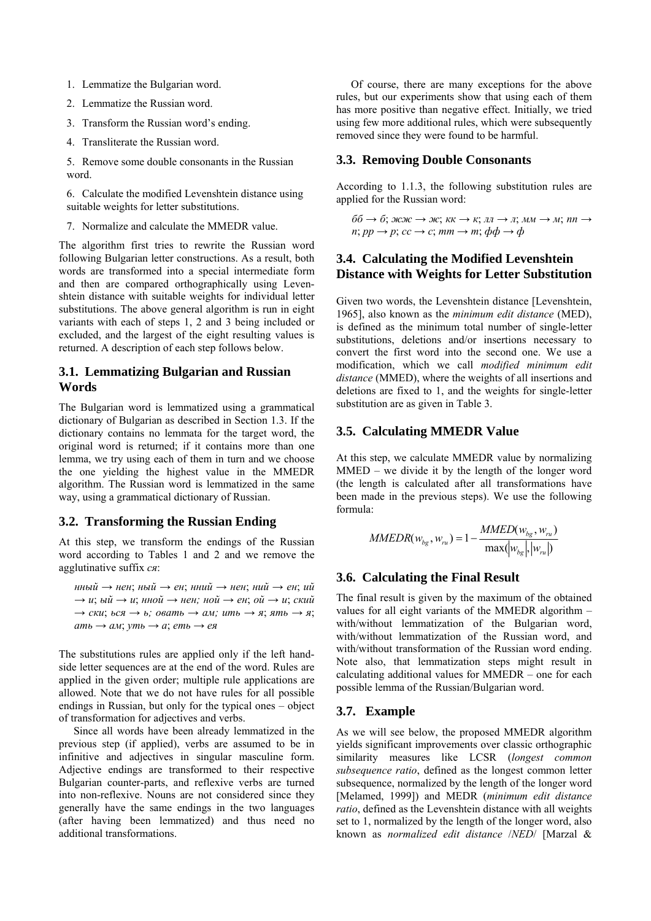1. Lemmatize the Bulgarian word.
2. Lemmatize the Russian word.
3. Transform the Russian word's ending.
4. Transliterate the Russian word.
5. Remove some double consonants in the Russian word.
6. Calculate the modified Levenshtein distance using suitable weights for letter substitutions.
7. Normalize and calculate the MMEDR value.

The algorithm first tries to rewrite the Russian word following Bulgarian letter constructions. As a result, both words are transformed into a special intermediate form and then are compared orthographically using Levenshtein distance with suitable weights for individual letter substitutions. The above general algorithm is run in eight variants with each of steps 1, 2 and 3 being included or excluded, and the largest of the eight resulting values is returned. A description of each step follows below.

## 3.1. Lemmatizing Bulgarian and Russian Words

The Bulgarian word is lemmatized using a grammatical dictionary of Bulgarian as described in Section 1.3. If the dictionary contains no lemmata for the target word, the original word is returned; if it contains more than one lemma, we try using each of them in turn and we choose the one yielding the highest value in the MMEDR algorithm. The Russian word is lemmatized in the same way, using a grammatical dictionary of Russian.

## 3.2. Transforming the Russian Ending

At this step, we transform the endings of the Russian word according to Tables 1 and 2 and we remove the agglutinative suffix *ся*:

*нный* → *нен*; *ный* → *ен*; *нний* → *нен*; *ний* → *ен*; *ий* → *и*; *ый* → *и*; *нной* → *нен; ной* → *ен*; *ой* → *и*; *ский* → *ски*; *ься* → *ь; овать* → *ам; ить* → *я*; *ять* → *я*; *ать* → *ам*; *уть* → *а*; *еть* → *ея*

The substitutions rules are applied only if the left hand-side letter sequences are at the end of the word. Rules are applied in the given order; multiple rule applications are allowed. Note that we do not have rules for all possible endings in Russian, but only for the typical ones – object of transformation for adjectives and verbs.

Since all words have been already lemmatized in the previous step (if applied), verbs are assumed to be in infinitive and adjectives in singular masculine form. Adjective endings are transformed to their respective Bulgarian counter-parts, and reflexive verbs are turned into non-reflexive. Nouns are not considered since they generally have the same endings in the two languages (after having been lemmatized) and thus need no additional transformations.

Of course, there are many exceptions for the above rules, but our experiments show that using each of them has more positive than negative effect. Initially, we tried using few more additional rules, which were subsequently removed since they were found to be harmful.

## 3.3. Removing Double Consonants

According to 1.1.3, the following substitution rules are applied for the Russian word:

*бб* → *б*; *жж* → *ж*; *кк* → *к*; *лл* → *л*; *мм* → *м*; *пп* → *п*; *рр* → *р*; *сс* → *с*; *тт* → *т*; *фф* → *ф*

## 3.4. Calculating the Modified Levenshtein Distance with Weights for Letter Substitution

Given two words, the Levenshtein distance [Levenshtein, 1965], also known as the *minimum edit distance* (MED), is defined as the minimum total number of single-letter substitutions, deletions and/or insertions necessary to convert the first word into the second one. We use a modification, which we call *modified minimum edit distance* (MMED), where the weights of all insertions and deletions are fixed to 1, and the weights for single-letter substitution are as given in Table 3.

## 3.5. Calculating MMEDR Value

At this step, we calculate MMEDR value by normalizing MMED – we divide it by the length of the longer word (the length is calculated after all transformations have been made in the previous steps). We use the following formula:

$$MMEDR(w_{bg}, w_{ru}) = 1 - \frac{MMED(w_{bg}, w_{ru})}{\max(|w_{bg}|, |w_{ru}|)}$$

## 3.6. Calculating the Final Result

The final result is given by the maximum of the obtained values for all eight variants of the MMEDR algorithm – with/without lemmatization of the Bulgarian word, with/without lemmatization of the Russian word, and with/without transformation of the Russian word ending. Note also, that lemmatization steps might result in calculating additional values for MMEDR – one for each possible lemma of the Russian/Bulgarian word.

## 3.7. Example

As we will see below, the proposed MMEDR algorithm yields significant improvements over classic orthographic similarity measures like LCSR (*longest common subsequence ratio*, defined as the longest common letter subsequence, normalized by the length of the longer word [Melamed, 1999]) and MEDR (*minimum edit distance ratio*, defined as the Levenshtein distance with all weights set to 1, normalized by the length of the longer word, also known as *normalized edit distance* /*NED*/ [Marzal &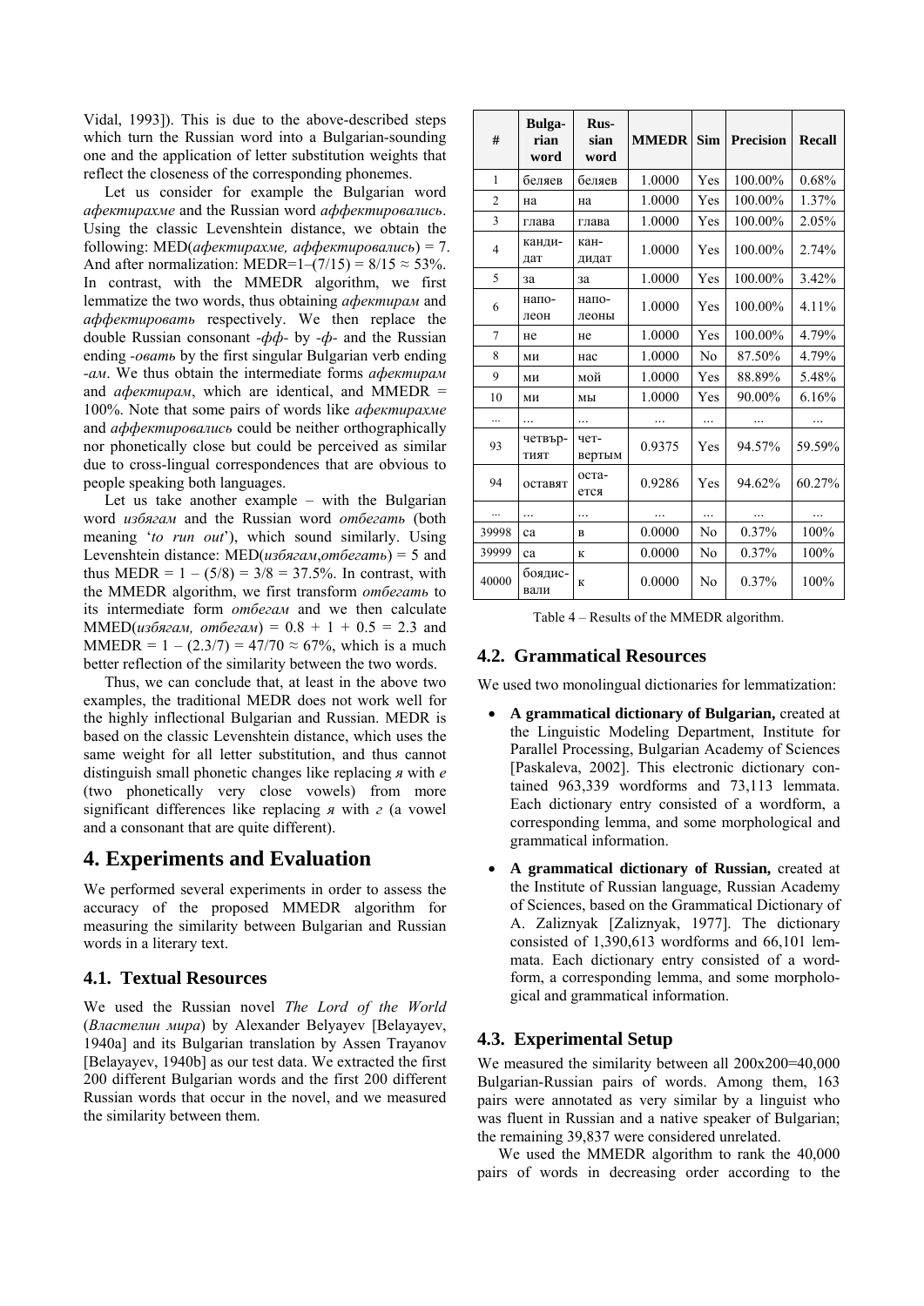Vidal, 1993]). This is due to the above-described steps which turn the Russian word into a Bulgarian-sounding one and the application of letter substitution weights that reflect the closeness of the corresponding phonemes.

Let us consider for example the Bulgarian word *афектирахме* and the Russian word *аффектировались*. Using the classic Levenshtein distance, we obtain the following: MED(*афектирахме, аффектировались*) = 7. And after normalization: MEDR=1–(7/15) = 8/15 ≈ 53%. In contrast, with the MMEDR algorithm, we first lemmatize the two words, thus obtaining *афектирам* and *аффектировать* respectively. We then replace the double Russian consonant *-фф-* by *-ф-* and the Russian ending *-овать* by the first singular Bulgarian verb ending *-ам*. We thus obtain the intermediate forms *афектирам* and *афектирам*, which are identical, and MMEDR = 100%. Note that some pairs of words like *афектирахме* and *аффектировались* could be neither orthographically nor phonetically close but could be perceived as similar due to cross-lingual correspondences that are obvious to people speaking both languages.

Let us take another example – with the Bulgarian word *избягам* and the Russian word *отбегать* (both meaning '*to run out*'), which sound similarly. Using Levenshtein distance: MED(*избягам*,*отбегать*) = 5 and thus MEDR = 1 – (5/8) = 3/8 = 37.5%. In contrast, with the MMEDR algorithm, we first transform *отбегать* to its intermediate form *отбегам* and we then calculate MMED(*избягам, отбегам*) = 0.8 + 1 + 0.5 = 2.3 and MMEDR = 1 – (2.3/7) = 47/70 ≈ 67%, which is a much better reflection of the similarity between the two words.

Thus, we can conclude that, at least in the above two examples, the traditional MEDR does not work well for the highly inflectional Bulgarian and Russian. MEDR is based on the classic Levenshtein distance, which uses the same weight for all letter substitution, and thus cannot distinguish small phonetic changes like replacing *я* with *е* (two phonetically very close vowels) from more significant differences like replacing *я* with *г* (a vowel and a consonant that are quite different).

# 4. Experiments and Evaluation

We performed several experiments in order to assess the accuracy of the proposed MMEDR algorithm for measuring the similarity between Bulgarian and Russian words in a literary text.

## 4.1. Textual Resources

We used the Russian novel *The Lord of the World* (*Властелин мира*) by Alexander Belyayev [Belayayev, 1940a] and its Bulgarian translation by Assen Trayanov [Belayayev, 1940b] as our test data. We extracted the first 200 different Bulgarian words and the first 200 different Russian words that occur in the novel, and we measured the similarity between them.

| # | Bulgarian word | Russian word | MMEDR | Sim | Precision | Recall |
|---|---|---|---|---|---|---|
| 1 | беляев | беляев | 1.0000 | Yes | 100.00% | 0.68% |
| 2 | на | на | 1.0000 | Yes | 100.00% | 1.37% |
| 3 | глава | глава | 1.0000 | Yes | 100.00% | 2.05% |
| 4 | кандидат | кандидат | 1.0000 | Yes | 100.00% | 2.74% |
| 5 | за | за | 1.0000 | Yes | 100.00% | 3.42% |
| 6 | наполеон | наполеоны | 1.0000 | Yes | 100.00% | 4.11% |
| 7 | не | не | 1.0000 | Yes | 100.00% | 4.79% |
| 8 | ми | нас | 1.0000 | No | 87.50% | 4.79% |
| 9 | ми | мой | 1.0000 | Yes | 88.89% | 5.48% |
| 10 | ми | мы | 1.0000 | Yes | 90.00% | 6.16% |
| ... | ... | ... | ... | ... | ... | ... |
| 93 | четвъртият | четвертым | 0.9375 | Yes | 94.57% | 59.59% |
| 94 | оставят | остается | 0.9286 | Yes | 94.62% | 60.27% |
| ... | ... | ... | ... | ... | ... | ... |
| 39998 | са | в | 0.0000 | No | 0.37% | 100% |
| 39999 | са | к | 0.0000 | No | 0.37% | 100% |
| 40000 | боядисвали | к | 0.0000 | No | 0.37% | 100% |

Table 4 – Results of the MMEDR algorithm.

## 4.2. Grammatical Resources

We used two monolingual dictionaries for lemmatization:

- **A grammatical dictionary of Bulgarian,** created at the Linguistic Modeling Department, Institute for Parallel Processing, Bulgarian Academy of Sciences [Paskaleva, 2002]. This electronic dictionary contained 963,339 wordforms and 73,113 lemmata. Each dictionary entry consisted of a wordform, a corresponding lemma, and some morphological and grammatical information.
- **A grammatical dictionary of Russian,** created at the Institute of Russian language, Russian Academy of Sciences, based on the Grammatical Dictionary of A. Zaliznyak [Zaliznyak, 1977]. The dictionary consisted of 1,390,613 wordforms and 66,101 lemmata. Each dictionary entry consisted of a wordform, a corresponding lemma, and some morphological and grammatical information.

## 4.3. Experimental Setup

We measured the similarity between all 200x200=40,000 Bulgarian-Russian pairs of words. Among them, 163 pairs were annotated as very similar by a linguist who was fluent in Russian and a native speaker of Bulgarian; the remaining 39,837 were considered unrelated.

We used the MMEDR algorithm to rank the 40,000 pairs of words in decreasing order according to the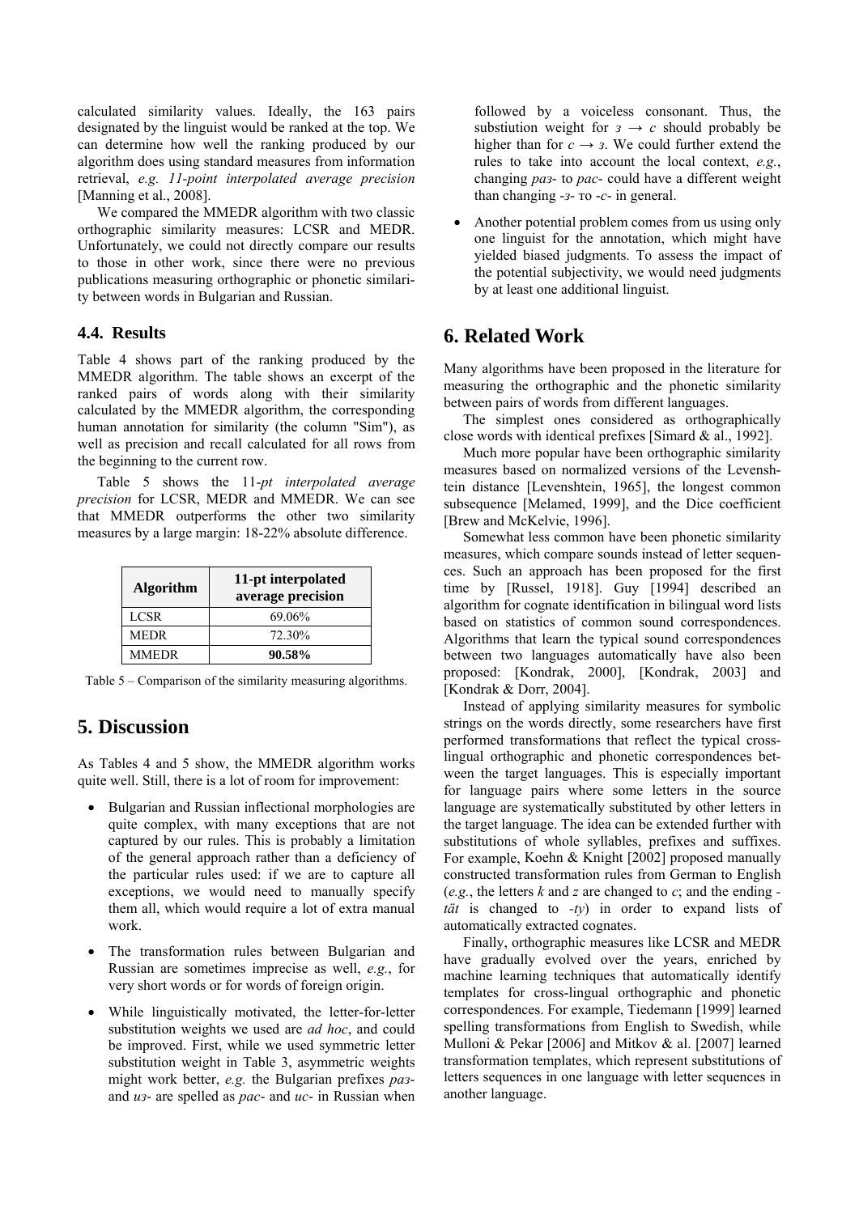calculated similarity values. Ideally, the 163 pairs designated by the linguist would be ranked at the top. We can determine how well the ranking produced by our algorithm does using standard measures from information retrieval, *e.g. 11-point interpolated average precision* [Manning et al., 2008].

We compared the MMEDR algorithm with two classic orthographic similarity measures: LCSR and MEDR. Unfortunately, we could not directly compare our results to those in other work, since there were no previous publications measuring orthographic or phonetic similarity between words in Bulgarian and Russian.

### 4.4. Results

Table 4 shows part of the ranking produced by the MMEDR algorithm. The table shows an excerpt of the ranked pairs of words along with their similarity calculated by the MMEDR algorithm, the corresponding human annotation for similarity (the column "Sim"), as well as precision and recall calculated for all rows from the beginning to the current row.

Table 5 shows the 11-*pt interpolated average precision* for LCSR, MEDR and MMEDR. We can see that MMEDR outperforms the other two similarity measures by a large margin: 18-22% absolute difference.

| Algorithm | 11-pt interpolated average precision |
|---|---|
| LCSR | 69.06% |
| MEDR | 72.30% |
| MMEDR | **90.58%** |

Table 5 – Comparison of the similarity measuring algorithms.

## 5. Discussion

As Tables 4 and 5 show, the MMEDR algorithm works quite well. Still, there is a lot of room for improvement:

- Bulgarian and Russian inflectional morphologies are quite complex, with many exceptions that are not captured by our rules. This is probably a limitation of the general approach rather than a deficiency of the particular rules used: if we are to capture all exceptions, we would need to manually specify them all, which would require a lot of extra manual work.
- The transformation rules between Bulgarian and Russian are sometimes imprecise as well, *e.g.*, for very short words or for words of foreign origin.
- While linguistically motivated, the letter-for-letter substitution weights we used are *ad hoc*, and could be improved. First, while we used symmetric letter substitution weight in Table 3, asymmetric weights might work better, *e.g.* the Bulgarian prefixes *раз*- and *из*- are spelled as *рас*- and *ис*- in Russian when followed by a voiceless consonant. Thus, the substiution weight for *з* → *с* should probably be higher than for *с* → *з*. We could further extend the rules to take into account the local context, *e.g.*, changing *раз*- to *рас*- could have a different weight than changing -*з*- то -*с*- in general.
- Another potential problem comes from us using only one linguist for the annotation, which might have yielded biased judgments. To assess the impact of the potential subjectivity, we would need judgments by at least one additional linguist.

## 6. Related Work

Many algorithms have been proposed in the literature for measuring the orthographic and the phonetic similarity between pairs of words from different languages.

The simplest ones considered as orthographically close words with identical prefixes [Simard & al., 1992].

Much more popular have been orthographic similarity measures based on normalized versions of the Levenshtein distance [Levenshtein, 1965], the longest common subsequence [Melamed, 1999], and the Dice coefficient [Brew and McKelvie, 1996].

Somewhat less common have been phonetic similarity measures, which compare sounds instead of letter sequences. Such an approach has been proposed for the first time by [Russel, 1918]. Guy [1994] described an algorithm for cognate identification in bilingual word lists based on statistics of common sound correspondences. Algorithms that learn the typical sound correspondences between two languages automatically have also been proposed: [Kondrak, 2000], [Kondrak, 2003] and [Kondrak & Dorr, 2004].

Instead of applying similarity measures for symbolic strings on the words directly, some researchers have first performed transformations that reflect the typical cross-lingual orthographic and phonetic correspondences between the target languages. This is especially important for language pairs where some letters in the source language are systematically substituted by other letters in the target language. The idea can be extended further with substitutions of whole syllables, prefixes and suffixes. For example, Koehn & Knight [2002] proposed manually constructed transformation rules from German to English (*e.g.*, the letters *k* and *z* are changed to *c*; and the ending -*tät* is changed to -*ty*) in order to expand lists of automatically extracted cognates.

Finally, orthographic measures like LCSR and MEDR have gradually evolved over the years, enriched by machine learning techniques that automatically identify templates for cross-lingual orthographic and phonetic correspondences. For example, Tiedemann [1999] learned spelling transformations from English to Swedish, while Mulloni & Pekar [2006] and Mitkov & al. [2007] learned transformation templates, which represent substitutions of letters sequences in one language with letter sequences in another language.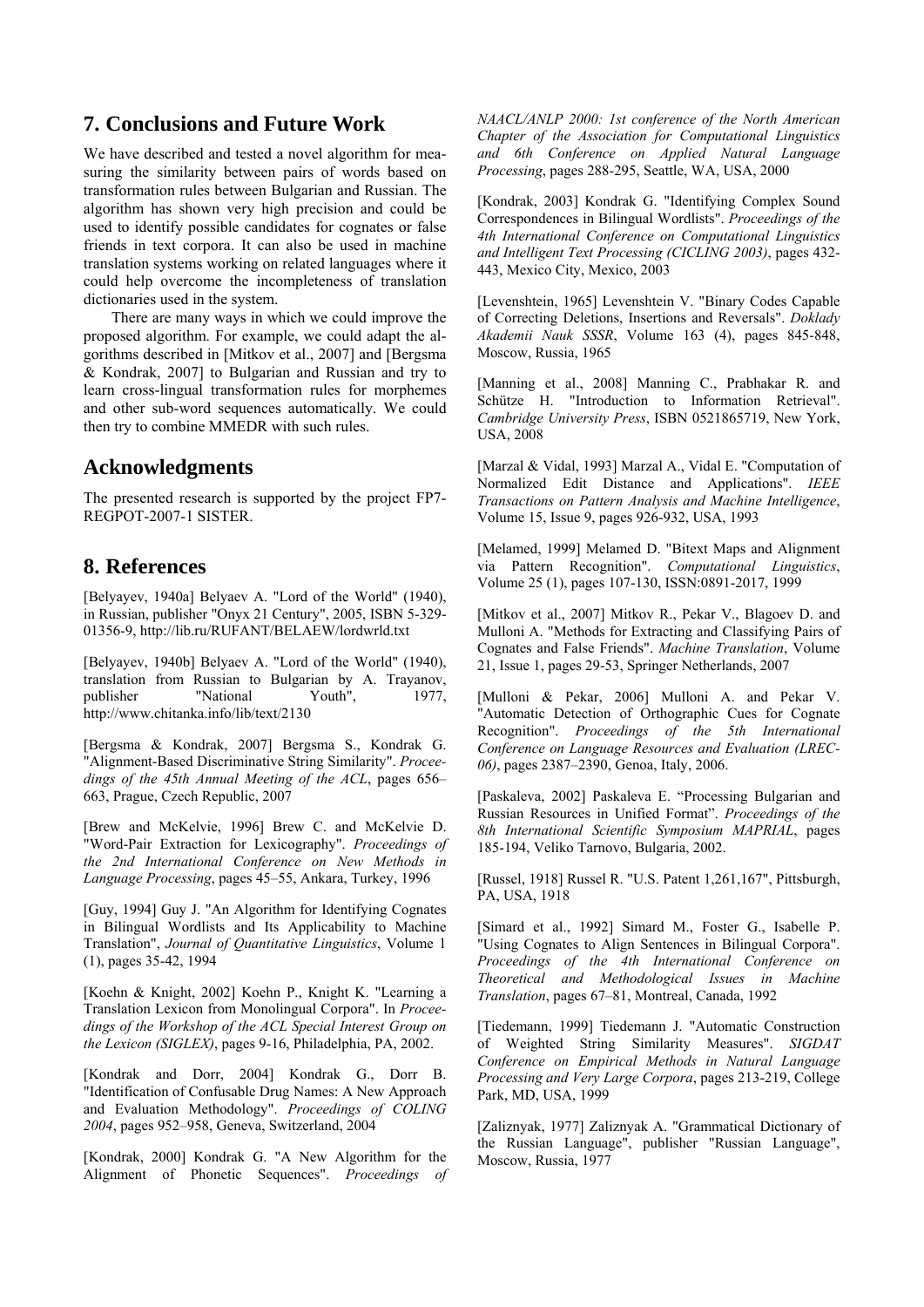## 7. Conclusions and Future Work

We have described and tested a novel algorithm for measuring the similarity between pairs of words based on transformation rules between Bulgarian and Russian. The algorithm has shown very high precision and could be used to identify possible candidates for cognates or false friends in text corpora. It can also be used in machine translation systems working on related languages where it could help overcome the incompleteness of translation dictionaries used in the system.

There are many ways in which we could improve the proposed algorithm. For example, we could adapt the algorithms described in [Mitkov et al., 2007] and [Bergsma & Kondrak, 2007] to Bulgarian and Russian and try to learn cross-lingual transformation rules for morphemes and other sub-word sequences automatically. We could then try to combine MMEDR with such rules.

## Acknowledgments

The presented research is supported by the project FP7-REGPOT-2007-1 SISTER.

## 8. References

[Belyayev, 1940a] Belyaev A. "Lord of the World" (1940), in Russian, publisher "Onyx 21 Century", 2005, ISBN 5-329-01356-9, http://lib.ru/RUFANT/BELAEW/lordwrld.txt

[Belyayev, 1940b] Belyaev A. "Lord of the World" (1940), translation from Russian to Bulgarian by A. Trayanov, publisher "National Youth", 1977, http://www.chitanka.info/lib/text/2130

[Bergsma & Kondrak, 2007] Bergsma S., Kondrak G. "Alignment-Based Discriminative String Similarity". *Proceedings of the 45th Annual Meeting of the ACL*, pages 656–663, Prague, Czech Republic, 2007

[Brew and McKelvie, 1996] Brew C. and McKelvie D. "Word-Pair Extraction for Lexicography". *Proceedings of the 2nd International Conference on New Methods in Language Processing*, pages 45–55, Ankara, Turkey, 1996

[Guy, 1994] Guy J. "An Algorithm for Identifying Cognates in Bilingual Wordlists and Its Applicability to Machine Translation", *Journal of Quantitative Linguistics*, Volume 1 (1), pages 35-42, 1994

[Koehn & Knight, 2002] Koehn P., Knight K. "Learning a Translation Lexicon from Monolingual Corpora". In *Proceedings of the Workshop of the ACL Special Interest Group on the Lexicon (SIGLEX)*, pages 9-16, Philadelphia, PA, 2002.

[Kondrak and Dorr, 2004] Kondrak G., Dorr B. "Identification of Confusable Drug Names: A New Approach and Evaluation Methodology". *Proceedings of COLING 2004*, pages 952–958, Geneva, Switzerland, 2004

[Kondrak, 2000] Kondrak G. "A New Algorithm for the Alignment of Phonetic Sequences". *Proceedings of NAACL/ANLP 2000: 1st conference of the North American Chapter of the Association for Computational Linguistics and 6th Conference on Applied Natural Language Processing*, pages 288-295, Seattle, WA, USA, 2000

[Kondrak, 2003] Kondrak G. "Identifying Complex Sound Correspondences in Bilingual Wordlists". *Proceedings of the 4th International Conference on Computational Linguistics and Intelligent Text Processing (CICLING 2003)*, pages 432-443, Mexico City, Mexico, 2003

[Levenshtein, 1965] Levenshtein V. "Binary Codes Capable of Correcting Deletions, Insertions and Reversals". *Doklady Akademii Nauk SSSR*, Volume 163 (4), pages 845-848, Moscow, Russia, 1965

[Manning et al., 2008] Manning C., Prabhakar R. and Schütze H. "Introduction to Information Retrieval". *Cambridge University Press*, ISBN 0521865719, New York, USA, 2008

[Marzal & Vidal, 1993] Marzal A., Vidal E. "Computation of Normalized Edit Distance and Applications". *IEEE Transactions on Pattern Analysis and Machine Intelligence*, Volume 15, Issue 9, pages 926-932, USA, 1993

[Melamed, 1999] Melamed D. "Bitext Maps and Alignment via Pattern Recognition". *Computational Linguistics*, Volume 25 (1), pages 107-130, ISSN:0891-2017, 1999

[Mitkov et al., 2007] Mitkov R., Pekar V., Blagoev D. and Mulloni A. "Methods for Extracting and Classifying Pairs of Cognates and False Friends". *Machine Translation*, Volume 21, Issue 1, pages 29-53, Springer Netherlands, 2007

[Mulloni & Pekar, 2006] Mulloni A. and Pekar V. "Automatic Detection of Orthographic Cues for Cognate Recognition". *Proceedings of the 5th International Conference on Language Resources and Evaluation (LREC-06)*, pages 2387–2390, Genoa, Italy, 2006.

[Paskaleva, 2002] Paskaleva E. "Processing Bulgarian and Russian Resources in Unified Format". *Proceedings of the 8th International Scientific Symposium MAPRIAL*, pages 185-194, Veliko Tarnovo, Bulgaria, 2002.

[Russel, 1918] Russel R. "U.S. Patent 1,261,167", Pittsburgh, PA, USA, 1918

[Simard et al., 1992] Simard M., Foster G., Isabelle P. "Using Cognates to Align Sentences in Bilingual Corpora". *Proceedings of the 4th International Conference on Theoretical and Methodological Issues in Machine Translation*, pages 67–81, Montreal, Canada, 1992

[Tiedemann, 1999] Tiedemann J. "Automatic Construction of Weighted String Similarity Measures". *SIGDAT Conference on Empirical Methods in Natural Language Processing and Very Large Corpora*, pages 213-219, College Park, MD, USA, 1999

[Zaliznyak, 1977] Zaliznyak A. "Grammatical Dictionary of the Russian Language", publisher "Russian Language", Moscow, Russia, 1977